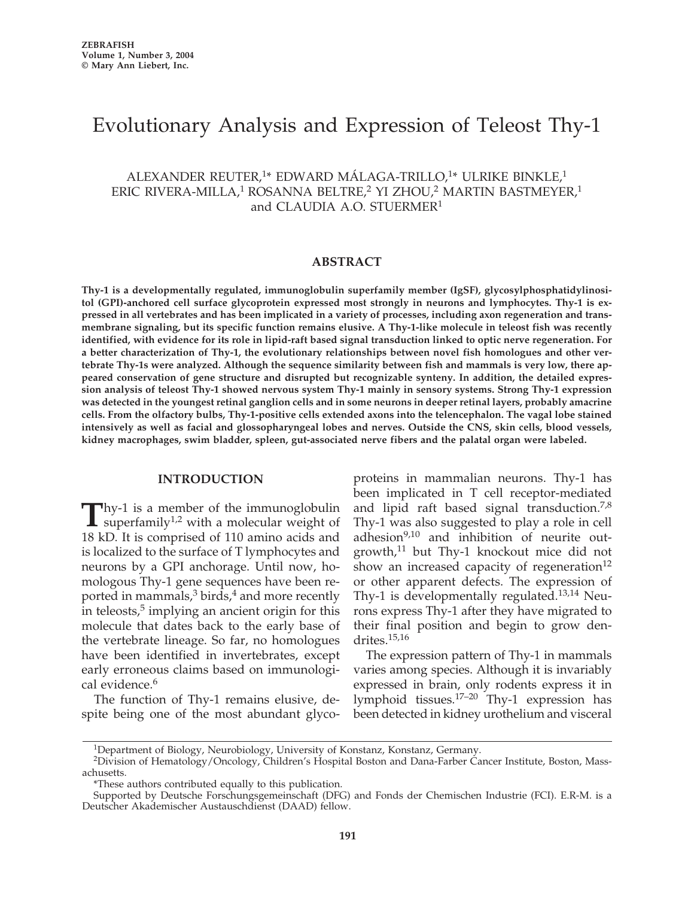# Evolutionary Analysis and Expression of Teleost Thy-1

ALEXANDER REUTER,[1*] EDWARD MÁLAGA-TRILLO,[1*] ULRIKE BINKLE,[1] ERIC RIVERA-MILLA,[1] ROSANNA BELTRE,[2] YI ZHOU,[2] MARTIN BASTMEYER,[1] and CLAUDIA A.O. STUERMER[1]

## ABSTRACT

**Thy-1 is a developmentally regulated, immunoglobulin superfamily member (IgSF), glycosylphosphatidylinositol (GPI)-anchored cell surface glycoprotein expressed most strongly in neurons and lymphocytes. Thy-1 is expressed in all vertebrates and has been implicated in a variety of processes, including axon regeneration and transmembrane signaling, but its specific function remains elusive. A Thy-1-like molecule in teleost fish was recently identified, with evidence for its role in lipid-raft based signal transduction linked to optic nerve regeneration. For a better characterization of Thy-1, the evolutionary relationships between novel fish homologues and other vertebrate Thy-1s were analyzed. Although the sequence similarity between fish and mammals is very low, there appeared conservation of gene structure and disrupted but recognizable synteny. In addition, the detailed expression analysis of teleost Thy-1 showed nervous system Thy-1 mainly in sensory systems. Strong Thy-1 expression was detected in the youngest retinal ganglion cells and in some neurons in deeper retinal layers, probably amacrine cells. From the olfactory bulbs, Thy-1-positive cells extended axons into the telencephalon. The vagal lobe stained intensively as well as facial and glossopharyngeal lobes and nerves. Outside the CNS, skin cells, blood vessels, kidney macrophages, swim bladder, spleen, gut-associated nerve fibers and the palatal organ were labeled.**

## INTRODUCTION

Thy-1 is a member of the immunoglobulin superfamily[1,2] with a molecular weight of 18 kD. It is comprised of 110 amino acids and is localized to the surface of T lymphocytes and neurons by a GPI anchorage. Until now, homologous Thy-1 gene sequences have been reported in mammals,[3] birds,[4] and more recently in teleosts,[5] implying an ancient origin for this molecule that dates back to the early base of the vertebrate lineage. So far, no homologues have been identified in invertebrates, except early erroneous claims based on immunological evidence.[6]

The function of Thy-1 remains elusive, despite being one of the most abundant glycoproteins in mammalian neurons. Thy-1 has been implicated in T cell receptor-mediated and lipid raft based signal transduction.[7,8] Thy-1 was also suggested to play a role in cell adhesion[9,10] and inhibition of neurite outgrowth,[11] but Thy-1 knockout mice did not show an increased capacity of regeneration[12] or other apparent defects. The expression of Thy-1 is developmentally regulated.[13,14] Neurons express Thy-1 after they have migrated to their final position and begin to grow dendrites.[15,16]

The expression pattern of Thy-1 in mammals varies among species. Although it is invariably expressed in brain, only rodents express it in lymphoid tissues.[17–20] Thy-1 expression has been detected in kidney urothelium and visceral

---

[1]Department of Biology, Neurobiology, University of Konstanz, Konstanz, Germany.

[2]Division of Hematology/Oncology, Children's Hospital Boston and Dana-Farber Cancer Institute, Boston, Massachusetts.

*These authors contributed equally to this publication.

Supported by Deutsche Forschungsgemeinschaft (DFG) and Fonds der Chemischen Industrie (FCI). E.R-M. is a Deutscher Akademischer Austauschdienst (DAAD) fellow.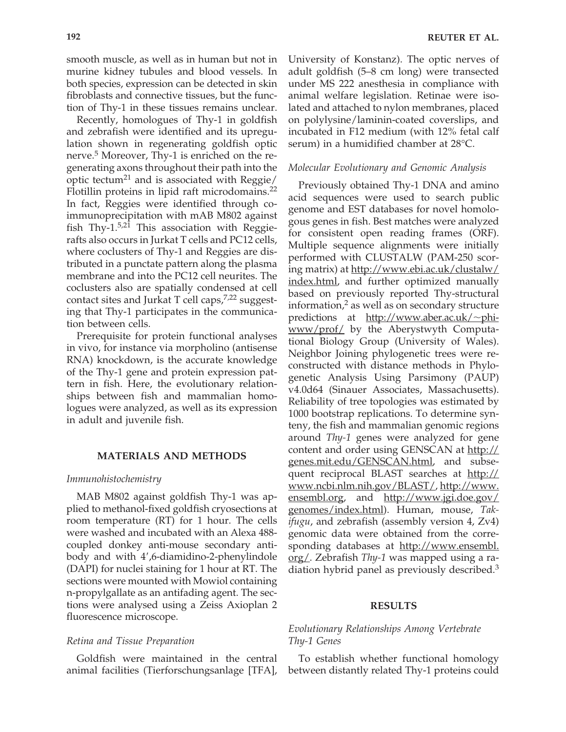smooth muscle, as well as in human but not in murine kidney tubules and blood vessels. In both species, expression can be detected in skin fibroblasts and connective tissues, but the function of Thy-1 in these tissues remains unclear.

Recently, homologues of Thy-1 in goldfish and zebrafish were identified and its upregulation shown in regenerating goldfish optic nerve.[5] Moreover, Thy-1 is enriched on the regenerating axons throughout their path into the optic tectum[21] and is associated with Reggie/Flotillin proteins in lipid raft microdomains.[22] In fact, Reggies were identified through coimmunoprecipitation with mAB M802 against fish Thy-1.[5,21] This association with Reggie-rafts also occurs in Jurkat T cells and PC12 cells, where coclusters of Thy-1 and Reggies are distributed in a punctate pattern along the plasma membrane and into the PC12 cell neurites. The coclusters also are spatially condensed at cell contact sites and Jurkat T cell caps,[7,22] suggesting that Thy-1 participates in the communication between cells.

Prerequisite for protein functional analyses in vivo, for instance via morpholino (antisense RNA) knockdown, is the accurate knowledge of the Thy-1 gene and protein expression pattern in fish. Here, the evolutionary relationships between fish and mammalian homologues were analyzed, as well as its expression in adult and juvenile fish.

## MATERIALS AND METHODS

### *Immunohistochemistry*

MAB M802 against goldfish Thy-1 was applied to methanol-fixed goldfish cryosections at room temperature (RT) for 1 hour. The cells were washed and incubated with an Alexa 488-coupled donkey anti-mouse secondary antibody and with 4′,6-diamidino-2-phenylindole (DAPI) for nuclei staining for 1 hour at RT. The sections were mounted with Mowiol containing n-propylgallate as an antifading agent. The sections were analysed using a Zeiss Axioplan 2 fluorescence microscope.

### *Retina and Tissue Preparation*

Goldfish were maintained in the central animal facilities (Tierforschungsanlage [TFA], University of Konstanz). The optic nerves of adult goldfish (5–8 cm long) were transected under MS 222 anesthesia in compliance with animal welfare legislation. Retinae were isolated and attached to nylon membranes, placed on polylysine/laminin-coated coverslips, and incubated in F12 medium (with 12% fetal calf serum) in a humidified chamber at 28°C.

### *Molecular Evolutionary and Genomic Analysis*

Previously obtained Thy-1 DNA and amino acid sequences were used to search public genome and EST databases for novel homologous genes in fish. Best matches were analyzed for consistent open reading frames (ORF). Multiple sequence alignments were initially performed with CLUSTALW (PAM-250 scoring matrix) at http://www.ebi.ac.uk/clustalw/index.html, and further optimized manually based on previously reported Thy-structural information,[2] as well as on secondary structure predictions at http://www.aber.ac.uk/~phiwww/prof/ by the Aberystwyth Computational Biology Group (University of Wales). Neighbor Joining phylogenetic trees were reconstructed with distance methods in Phylogenetic Analysis Using Parsimony (PAUP) v4.0d64 (Sinauer Associates, Massachusetts). Reliability of tree topologies was estimated by 1000 bootstrap replications. To determine synteny, the fish and mammalian genomic regions around *Thy-1* genes were analyzed for gene content and order using GENSCAN at http://genes.mit.edu/GENSCAN.html, and subsequent reciprocal BLAST searches at http://www.ncbi.nlm.nih.gov/BLAST/, http://www.ensembl.org, and http://www.jgi.doe.gov/genomes/index.html). Human, mouse, *Takifugu*, and zebrafish (assembly version 4, Zv4) genomic data were obtained from the corresponding databases at http://www.ensembl.org/. Zebrafish *Thy-1* was mapped using a radiation hybrid panel as previously described.[3]

## RESULTS

### *Evolutionary Relationships Among Vertebrate Thy-1 Genes*

To establish whether functional homology between distantly related Thy-1 proteins could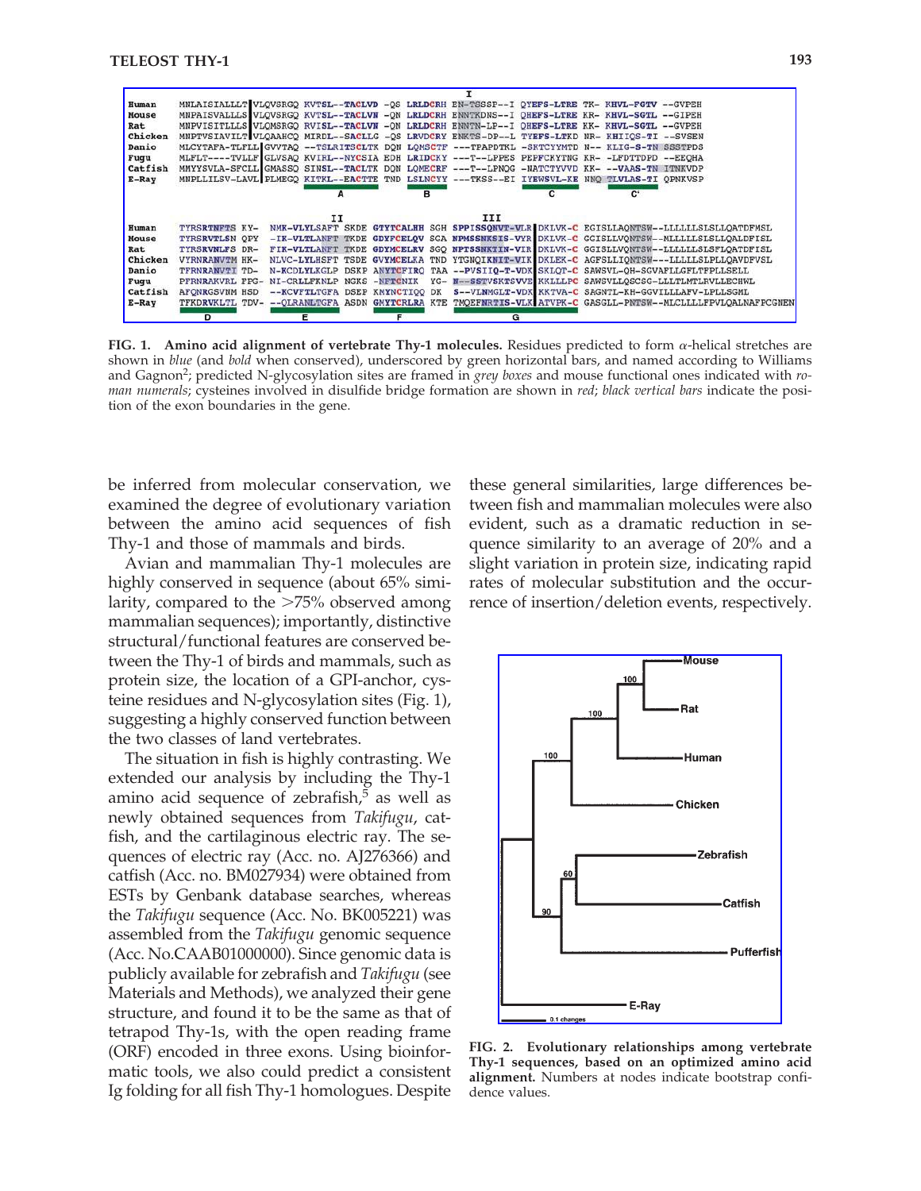| | | | | | | I | | | | |
|---|---|---|---|---|---|---|---|---|---|---|
| Human | MNLAISIALLLT | VLQVSRGQ KVTSL--TACLVD | -QS | LRLDCRH | EN-TSSSP--I | QYEFS-LTRE | TK- | KHVL-FGTV | --GVPEH |
| Mouse | MNPAISVALLLS | VLQVSRGQ KVTSL--TACLVN | -QN | LRLDCRH | ENNTKDNS--I | QHEFS-LTRE | KR- | KHVL-SGTL | --GIPEH |
| Rat | MNPVISITLLLS | VLQMSRGQ RVISL--TACLVN | -QN | LRLDCRH | ENNTN-LP--I | QHEFS-LTRE | KK- | KHVL-SGTL | --GVPEH |
| Chicken | MNPTVSIAVILT | VLQAAHCQ MIRDL--SACLLG | -QS | LRVDCRY | ENKTS-DP--L | TYEFS-LTKD | NR- | KHIIQS-TI | --SVSEN |
| Danio | MLCYTAFA-TLFLL | GVVTAQ --TSLRITSCLTK | DQN | LQMSCTF | ---TPAPDTKL | -SKTCYYMTD | N-- | KLIG-S-TN | SSSTPDS |
| Fugu | MLFLT----TVLLF | GLVSAQ KVIRL--NYCSIA | EDH | LRIDCKY | ---T--LPPES | PEPFCKYTNG | KR- | -LFDTTDPD | --EEQHA |
| Catfish | MMYYSVLA-SFCLL | GMASSQ SINSL--TACLTK | DQN | LQMECRF | ---T--LPNQG | -NATCTYVVD | KK- | --VAAS-TN | ITNKVDP |
| E-Ray | MNPLLILSV-LAVL | PLMEGQ KITKL--EACTTE | TND | LSLNCYY | ---TKSS--EI | IYEWSVL-KE | NNQ | TLVLAS-TI | QPNKVSP |
| | | A | | B | | C | | C' | |

| | | II | | | III | | |
|---|---|---|---|---|---|---|---|
| Human | TYRSRTNFTS KY- | NMK-VLYLSAFT SKDE | GTYTCALHH SGH | SPPISSQNVT-VLR | DKLVK-C | EGISLLAQNTSW--LLLLLLSLSLLQATDFMSL |
| Mouse | TYRSRVTLSN QPY | -IK-VLTLANFT TKDE | GDYFCELQV SCA | NPMSSNKSIS-VYR | DKLVK-C | GGISLLVQNTSW--MLLLLLSLSLLQALDFISL |
| Rat | TYRSRVNLFS DR- | FIK-VLTLANFT TKDE | GDYMCELRV SGQ | NPTSSNKTIN-VIR | DKLVK-C | GGISLLVQNTSW--LLLLLLSLSFLQATDFISL |
| Chicken | VYRNRANVTM HK- | NLVC-LYLHSFT TSDE | GVYMCELKA TND | YTGNQIKNIT-VIK | DKLEK-C | AGFSLLIQNTSW--LLLLLLSLPLLQAVDFVSL |
| Danio | TFRNRANVTI TD- | N-KCDLYLKGLP DSKP | ANYTCFIRQ TAA | --PVSIIQ-T-VDK | SKLQT-C | SAWSVL-QH-SGVAFLLGFLTFPLLSELL |
| Fugu | PFRNRAKVRL PPG- | NI-CRLLFKNLP NGKS | -NFTCNIK YG- | N--SSTVSKTSVVE | KKLLLPC | SAWSVLLQSCSG-LLLTLMTLRVLLECHWL |
| Catfish | AFQNRGSVNM HSD | --KCVFTLTGFA DSEP | KMYNCTIQQ DK | S--VLNMGLT-VDK | KKTVA-C | SAGNTL-KH-GGVILLLAFV-LPLLSGML |
| E-Ray | TFKDRVKLTL TDV- | --QLRANLTGFA ASDN | GMYTCRLRA KTE | TMQEFNRTIS-VLK | ATVPK-C | GASGLL-PNTSW--MLCLLLLFPVLQALNAFPCGNEN |
| | D | E | F | | G | | |

**FIG. 1. Amino acid alignment of vertebrate Thy-1 molecules.** Residues predicted to form α-helical stretches are shown in *blue* (and *bold* when conserved), underscored by green horizontal bars, and named according to Williams and Gagnon[2]; predicted N-glycosylation sites are framed in *grey boxes* and mouse functional ones indicated with *roman numerals*; cysteines involved in disulfide bridge formation are shown in *red*; *black vertical bars* indicate the position of the exon boundaries in the gene.

be inferred from molecular conservation, we examined the degree of evolutionary variation between the amino acid sequences of fish Thy-1 and those of mammals and birds.

Avian and mammalian Thy-1 molecules are highly conserved in sequence (about 65% similarity, compared to the >75% observed among mammalian sequences); importantly, distinctive structural/functional features are conserved between the Thy-1 of birds and mammals, such as protein size, the location of a GPI-anchor, cysteine residues and N-glycosylation sites (Fig. 1), suggesting a highly conserved function between the two classes of land vertebrates.

The situation in fish is highly contrasting. We extended our analysis by including the Thy-1 amino acid sequence of zebrafish,[5] as well as newly obtained sequences from *Takifugu*, catfish, and the cartilaginous electric ray. The sequences of electric ray (Acc. no. AJ276366) and catfish (Acc. no. BM027934) were obtained from ESTs by Genbank database searches, whereas the *Takifugu* sequence (Acc. No. BK005221) was assembled from the *Takifugu* genomic sequence (Acc. No.CAAB01000000). Since genomic data is publicly available for zebrafish and *Takifugu* (see Materials and Methods), we analyzed their gene structure, and found it to be the same as that of tetrapod Thy-1s, with the open reading frame (ORF) encoded in three exons. Using bioinformatic tools, we also could predict a consistent Ig folding for all fish Thy-1 homologues. Despite these general similarities, large differences between fish and mammalian molecules were also evident, such as a dramatic reduction in sequence similarity to an average of 20% and a slight variation in protein size, indicating rapid rates of molecular substitution and the occurrence of insertion/deletion events, respectively.

**FIG. 2. Evolutionary relationships among vertebrate Thy-1 sequences, based on an optimized amino acid alignment.** Numbers at nodes indicate bootstrap confidence values.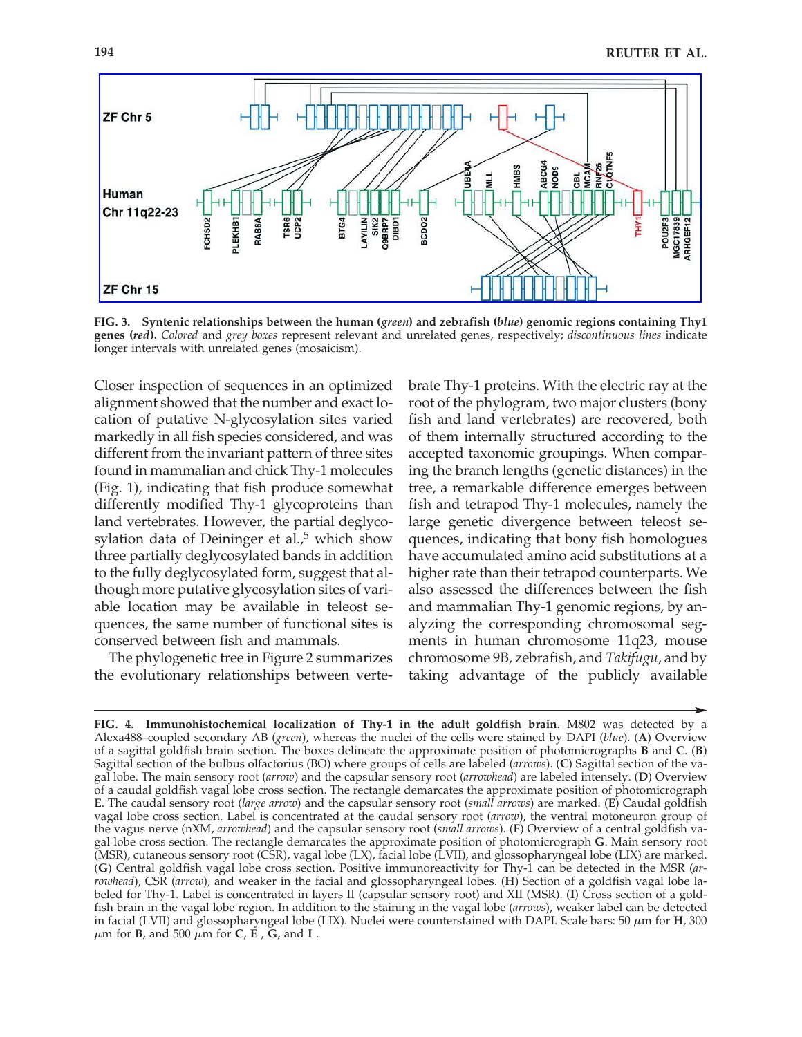**FIG. 3. Syntenic relationships between the human (*green*) and zebrafish (*blue*) genomic regions containing Thy1 genes (*red*).** *Colored* and *grey boxes* represent relevant and unrelated genes, respectively; *discontinuous lines* indicate longer intervals with unrelated genes (mosaicism).

Closer inspection of sequences in an optimized alignment showed that the number and exact location of putative N-glycosylation sites varied markedly in all fish species considered, and was different from the invariant pattern of three sites found in mammalian and chick Thy-1 molecules (Fig. 1), indicating that fish produce somewhat differently modified Thy-1 glycoproteins than land vertebrates. However, the partial deglycosylation data of Deininger et al.,[5] which show three partially deglycosylated bands in addition to the fully deglycosylated form, suggest that although more putative glycosylation sites of variable location may be available in teleost sequences, the same number of functional sites is conserved between fish and mammals.

The phylogenetic tree in Figure 2 summarizes the evolutionary relationships between vertebrate Thy-1 proteins. With the electric ray at the root of the phylogram, two major clusters (bony fish and land vertebrates) are recovered, both of them internally structured according to the accepted taxonomic groupings. When comparing the branch lengths (genetic distances) in the tree, a remarkable difference emerges between fish and tetrapod Thy-1 molecules, namely the large genetic divergence between teleost sequences, indicating that bony fish homologues have accumulated amino acid substitutions at a higher rate than their tetrapod counterparts. We also assessed the differences between the fish and mammalian Thy-1 genomic regions, by analyzing the corresponding chromosomal segments in human chromosome 11q23, mouse chromosome 9B, zebrafish, and *Takifugu*, and by taking advantage of the publicly available

**FIG. 4. Immunohistochemical localization of Thy-1 in the adult goldfish brain.** M802 was detected by a Alexa488–coupled secondary AB (*green*), whereas the nuclei of the cells were stained by DAPI (*blue*). (**A**) Overview of a sagittal goldfish brain section. The boxes delineate the approximate position of photomicrographs **B** and **C**. (**B**) Sagittal section of the bulbus olfactorius (BO) where groups of cells are labeled (*arrows*). (**C**) Sagittal section of the vagal lobe. The main sensory root (*arrow*) and the capsular sensory root (*arrowhead*) are labeled intensely. (**D**) Overview of a caudal goldfish vagal lobe cross section. The rectangle demarcates the approximate position of photomicrograph **E**. The caudal sensory root (*large arrow*) and the capsular sensory root (*small arrows*) are marked. (**E**) Caudal goldfish vagal lobe cross section. Label is concentrated at the caudal sensory root (*arrow*), the ventral motoneuron group of the vagus nerve (nXM, *arrowhead*) and the capsular sensory root (*small arrows*). (**F**) Overview of a central goldfish vagal lobe cross section. The rectangle demarcates the approximate position of photomicrograph **G**. Main sensory root (MSR), cutaneous sensory root (CSR), vagal lobe (LX), facial lobe (LVII), and glossopharyngeal lobe (LIX) are marked. (**G**) Central goldfish vagal lobe cross section. Positive immunoreactivity for Thy-1 can be detected in the MSR (*arrowhead*), CSR (*arrow*), and weaker in the facial and glossopharyngeal lobes. (**H**) Section of a goldfish vagal lobe labeled for Thy-1. Label is concentrated in layers II (capsular sensory root) and XII (MSR). (**I**) Cross section of a goldfish brain in the vagal lobe region. In addition to the staining in the vagal lobe (*arrows*), weaker label can be detected in facial (LVII) and glossopharyngeal lobe (LIX). Nuclei were counterstained with DAPI. Scale bars: 50 $\mu$m for **H**, 300 $\mu$m for **B**, and 500 $\mu$m for **C**, **E**, **G**, and **I**.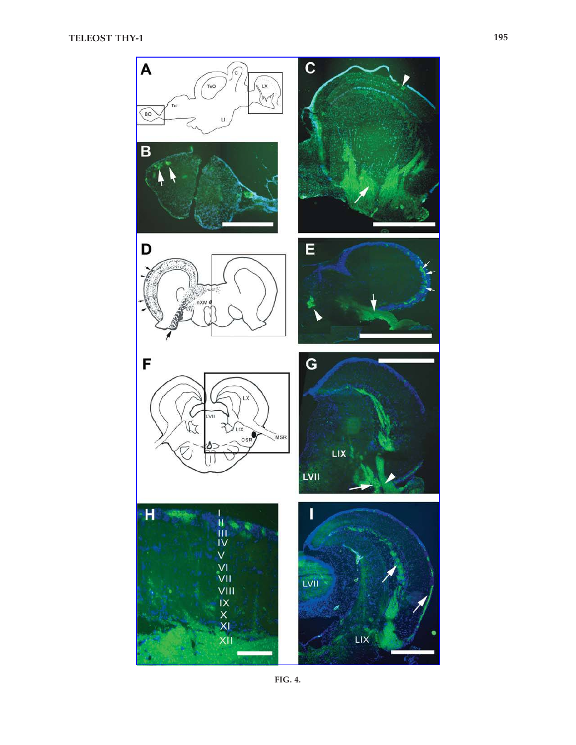FIG. 4.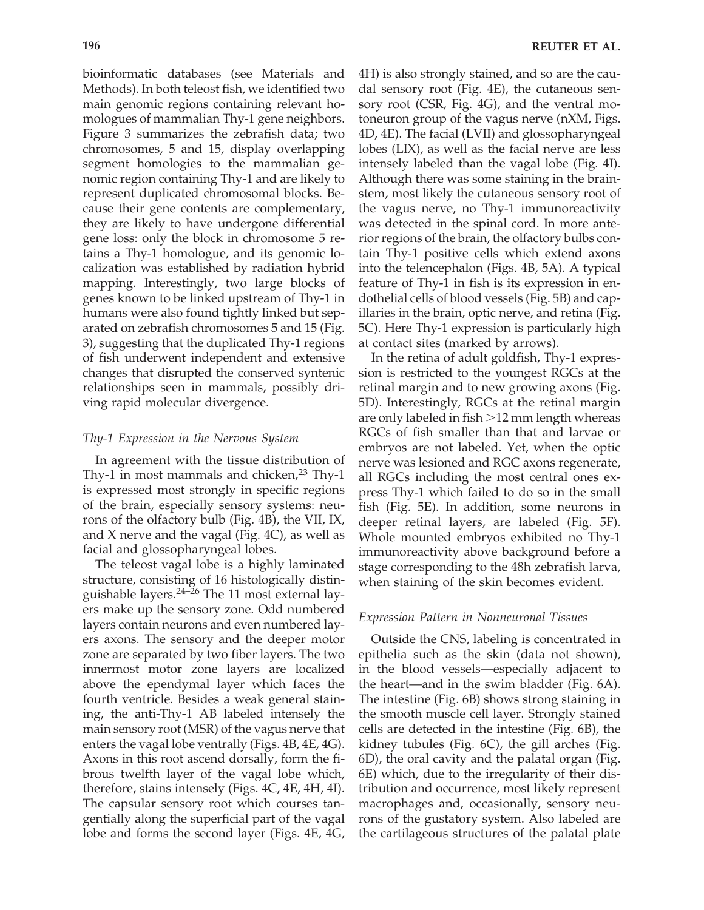bioinformatic databases (see Materials and Methods). In both teleost fish, we identified two main genomic regions containing relevant homologues of mammalian Thy-1 gene neighbors. Figure 3 summarizes the zebrafish data; two chromosomes, 5 and 15, display overlapping segment homologies to the mammalian genomic region containing Thy-1 and are likely to represent duplicated chromosomal blocks. Because their gene contents are complementary, they are likely to have undergone differential gene loss: only the block in chromosome 5 retains a Thy-1 homologue, and its genomic localization was established by radiation hybrid mapping. Interestingly, two large blocks of genes known to be linked upstream of Thy-1 in humans were also found tightly linked but separated on zebrafish chromosomes 5 and 15 (Fig. 3), suggesting that the duplicated Thy-1 regions of fish underwent independent and extensive changes that disrupted the conserved syntenic relationships seen in mammals, possibly driving rapid molecular divergence.

### *Thy-1 Expression in the Nervous System*

In agreement with the tissue distribution of Thy-1 in most mammals and chicken,[23] Thy-1 is expressed most strongly in specific regions of the brain, especially sensory systems: neurons of the olfactory bulb (Fig. 4B), the VII, IX, and X nerve and the vagal (Fig. 4C), as well as facial and glossopharyngeal lobes.

The teleost vagal lobe is a highly laminated structure, consisting of 16 histologically distinguishable layers.[24–26] The 11 most external layers make up the sensory zone. Odd numbered layers contain neurons and even numbered layers axons. The sensory and the deeper motor zone are separated by two fiber layers. The two innermost motor zone layers are localized above the ependymal layer which faces the fourth ventricle. Besides a weak general staining, the anti-Thy-1 AB labeled intensely the main sensory root (MSR) of the vagus nerve that enters the vagal lobe ventrally (Figs. 4B, 4E, 4G). Axons in this root ascend dorsally, form the fibrous twelfth layer of the vagal lobe which, therefore, stains intensely (Figs. 4C, 4E, 4H, 4I). The capsular sensory root which courses tangentially along the superficial part of the vagal lobe and forms the second layer (Figs. 4E, 4G, 4H) is also strongly stained, and so are the caudal sensory root (Fig. 4E), the cutaneous sensory root (CSR, Fig. 4G), and the ventral motoneuron group of the vagus nerve (nXM, Figs. 4D, 4E). The facial (LVII) and glossopharyngeal lobes (LIX), as well as the facial nerve are less intensely labeled than the vagal lobe (Fig. 4I). Although there was some staining in the brainstem, most likely the cutaneous sensory root of the vagus nerve, no Thy-1 immunoreactivity was detected in the spinal cord. In more anterior regions of the brain, the olfactory bulbs contain Thy-1 positive cells which extend axons into the telencephalon (Figs. 4B, 5A). A typical feature of Thy-1 in fish is its expression in endothelial cells of blood vessels (Fig. 5B) and capillaries in the brain, optic nerve, and retina (Fig. 5C). Here Thy-1 expression is particularly high at contact sites (marked by arrows).

In the retina of adult goldfish, Thy-1 expression is restricted to the youngest RGCs at the retinal margin and to new growing axons (Fig. 5D). Interestingly, RGCs at the retinal margin are only labeled in fish >12 mm length whereas RGCs of fish smaller than that and larvae or embryos are not labeled. Yet, when the optic nerve was lesioned and RGC axons regenerate, all RGCs including the most central ones express Thy-1 which failed to do so in the small fish (Fig. 5E). In addition, some neurons in deeper retinal layers, are labeled (Fig. 5F). Whole mounted embryos exhibited no Thy-1 immunoreactivity above background before a stage corresponding to the 48h zebrafish larva, when staining of the skin becomes evident.

### *Expression Pattern in Nonneuronal Tissues*

Outside the CNS, labeling is concentrated in epithelia such as the skin (data not shown), in the blood vessels—especially adjacent to the heart—and in the swim bladder (Fig. 6A). The intestine (Fig. 6B) shows strong staining in the smooth muscle cell layer. Strongly stained cells are detected in the intestine (Fig. 6B), the kidney tubules (Fig. 6C), the gill arches (Fig. 6D), the oral cavity and the palatal organ (Fig. 6E) which, due to the irregularity of their distribution and occurrence, most likely represent macrophages and, occasionally, sensory neurons of the gustatory system. Also labeled are the cartilageous structures of the palatal plate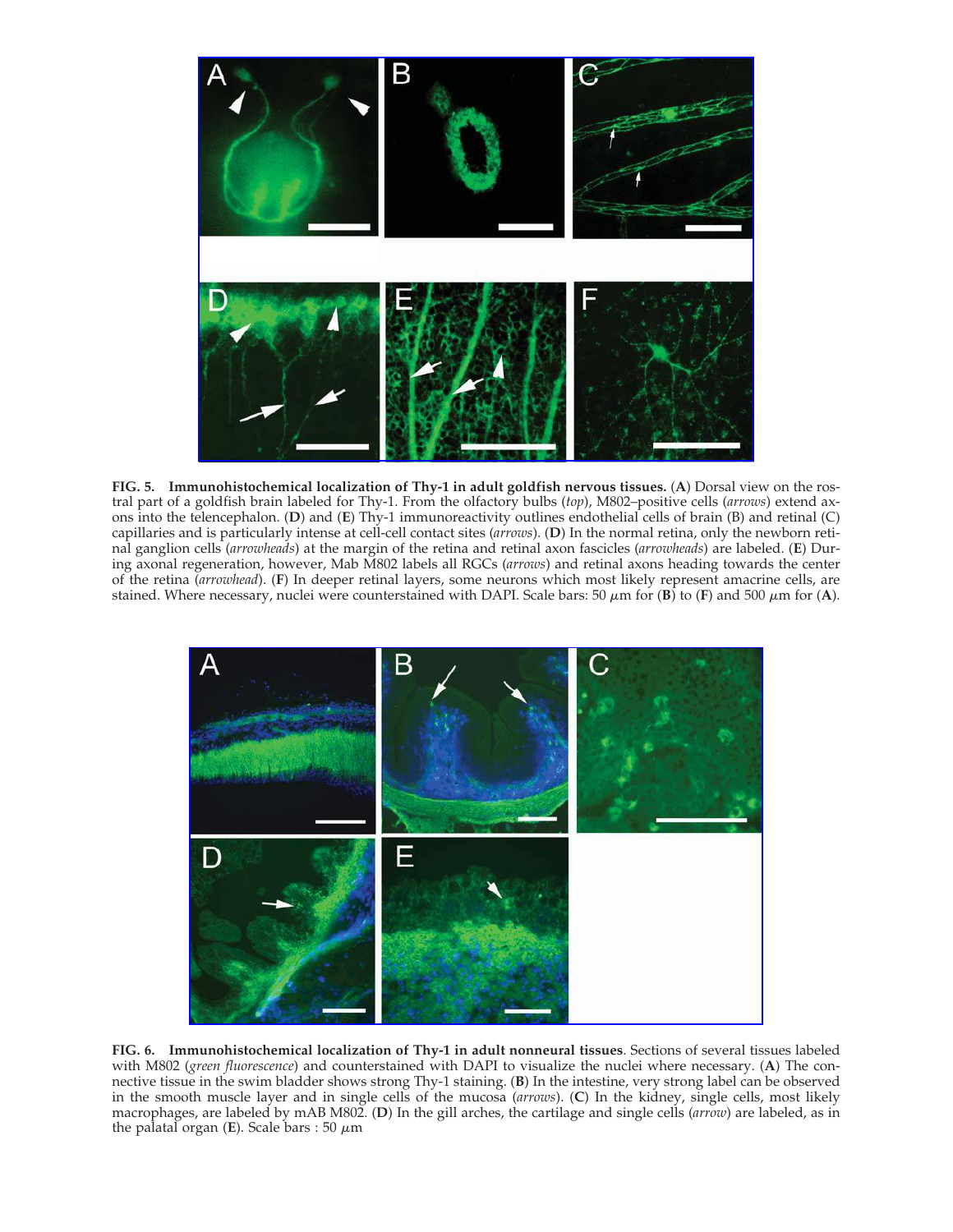**FIG. 5. Immunohistochemical localization of Thy-1 in adult goldfish nervous tissues.** (**A**) Dorsal view on the rostral part of a goldfish brain labeled for Thy-1. From the olfactory bulbs (*top*), M802–positive cells (*arrows*) extend axons into the telencephalon. (**D**) and (**E**) Thy-1 immunoreactivity outlines endothelial cells of brain (B) and retinal (C) capillaries and is particularly intense at cell-cell contact sites (*arrows*). (**D**) In the normal retina, only the newborn retinal ganglion cells (*arrowheads*) at the margin of the retina and retinal axon fascicles (*arrowheads*) are labeled. (**E**) During axonal regeneration, however, Mab M802 labels all RGCs (*arrows*) and retinal axons heading towards the center of the retina (*arrowhead*). (**F**) In deeper retinal layers, some neurons which most likely represent amacrine cells, are stained. Where necessary, nuclei were counterstained with DAPI. Scale bars: 50 $\mu$m for (**B**) to (**F**) and 500 $\mu$m for (**A**).

**FIG. 6. Immunohistochemical localization of Thy-1 in adult nonneural tissues**. Sections of several tissues labeled with M802 (*green fluorescence*) and counterstained with DAPI to visualize the nuclei where necessary. (**A**) The connective tissue in the swim bladder shows strong Thy-1 staining. (**B**) In the intestine, very strong label can be observed in the smooth muscle layer and in single cells of the mucosa (*arrows*). (**C**) In the kidney, single cells, most likely macrophages, are labeled by mAB M802. (**D**) In the gill arches, the cartilage and single cells (*arrow*) are labeled, as in the palatal organ (**E**). Scale bars : 50 $\mu$m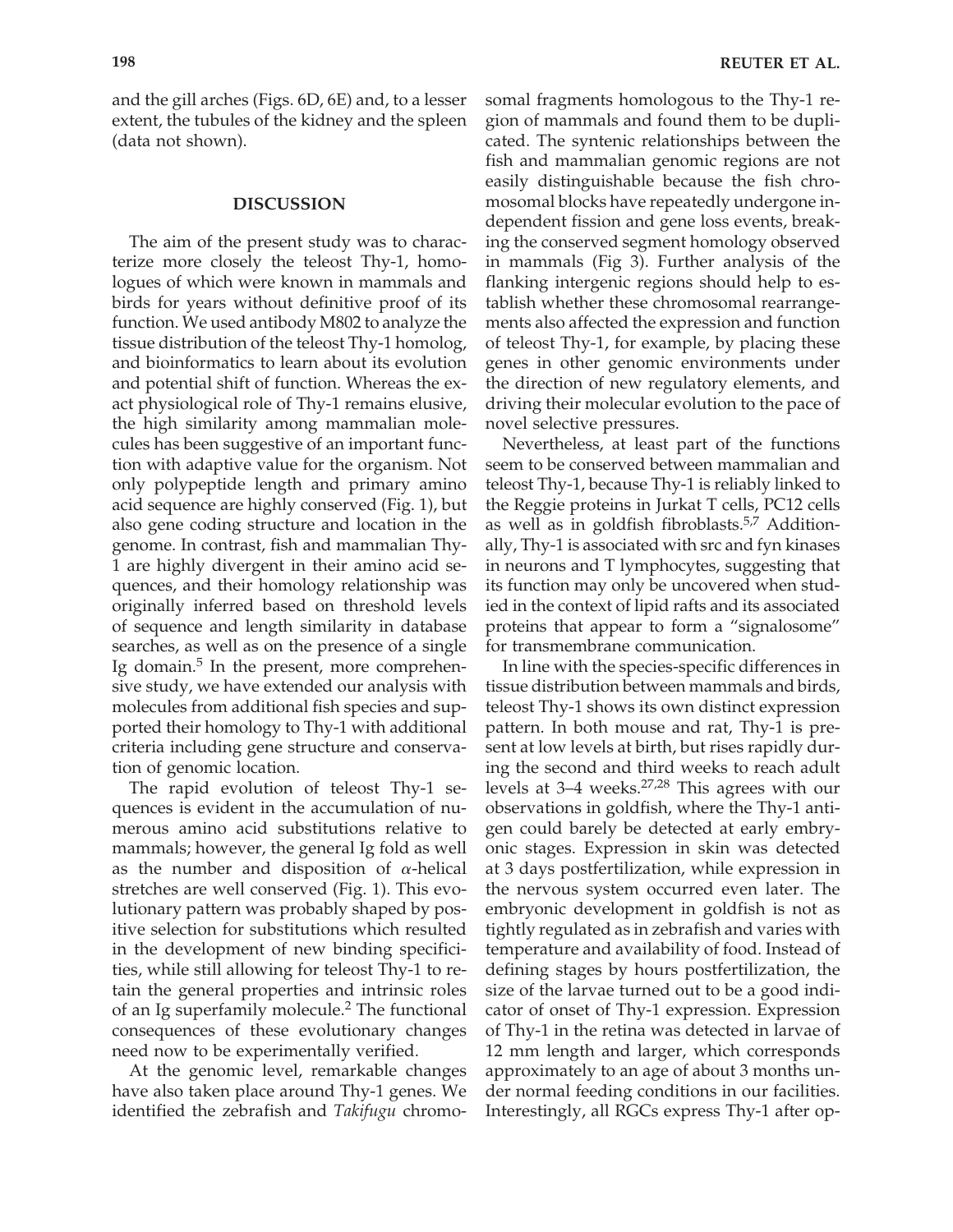and the gill arches (Figs. 6D, 6E) and, to a lesser extent, the tubules of the kidney and the spleen (data not shown).

## DISCUSSION

The aim of the present study was to characterize more closely the teleost Thy-1, homologues of which were known in mammals and birds for years without definitive proof of its function. We used antibody M802 to analyze the tissue distribution of the teleost Thy-1 homolog, and bioinformatics to learn about its evolution and potential shift of function. Whereas the exact physiological role of Thy-1 remains elusive, the high similarity among mammalian molecules has been suggestive of an important function with adaptive value for the organism. Not only polypeptide length and primary amino acid sequence are highly conserved (Fig. 1), but also gene coding structure and location in the genome. In contrast, fish and mammalian Thy-1 are highly divergent in their amino acid sequences, and their homology relationship was originally inferred based on threshold levels of sequence and length similarity in database searches, as well as on the presence of a single Ig domain.[5] In the present, more comprehensive study, we have extended our analysis with molecules from additional fish species and supported their homology to Thy-1 with additional criteria including gene structure and conservation of genomic location.

The rapid evolution of teleost Thy-1 sequences is evident in the accumulation of numerous amino acid substitutions relative to mammals; however, the general Ig fold as well as the number and disposition of $\alpha$-helical stretches are well conserved (Fig. 1). This evolutionary pattern was probably shaped by positive selection for substitutions which resulted in the development of new binding specificities, while still allowing for teleost Thy-1 to retain the general properties and intrinsic roles of an Ig superfamily molecule.[2] The functional consequences of these evolutionary changes need now to be experimentally verified.

At the genomic level, remarkable changes have also taken place around Thy-1 genes. We identified the zebrafish and *Takifugu* chromosomal fragments homologous to the Thy-1 region of mammals and found them to be duplicated. The syntenic relationships between the fish and mammalian genomic regions are not easily distinguishable because the fish chromosomal blocks have repeatedly undergone independent fission and gene loss events, breaking the conserved segment homology observed in mammals (Fig 3). Further analysis of the flanking intergenic regions should help to establish whether these chromosomal rearrangements also affected the expression and function of teleost Thy-1, for example, by placing these genes in other genomic environments under the direction of new regulatory elements, and driving their molecular evolution to the pace of novel selective pressures.

Nevertheless, at least part of the functions seem to be conserved between mammalian and teleost Thy-1, because Thy-1 is reliably linked to the Reggie proteins in Jurkat T cells, PC12 cells as well as in goldfish fibroblasts.[5,7] Additionally, Thy-1 is associated with src and fyn kinases in neurons and T lymphocytes, suggesting that its function may only be uncovered when studied in the context of lipid rafts and its associated proteins that appear to form a "signalosome" for transmembrane communication.

In line with the species-specific differences in tissue distribution between mammals and birds, teleost Thy-1 shows its own distinct expression pattern. In both mouse and rat, Thy-1 is present at low levels at birth, but rises rapidly during the second and third weeks to reach adult levels at 3–4 weeks.[27,28] This agrees with our observations in goldfish, where the Thy-1 antigen could barely be detected at early embryonic stages. Expression in skin was detected at 3 days postfertilization, while expression in the nervous system occurred even later. The embryonic development in goldfish is not as tightly regulated as in zebrafish and varies with temperature and availability of food. Instead of defining stages by hours postfertilization, the size of the larvae turned out to be a good indicator of onset of Thy-1 expression. Expression of Thy-1 in the retina was detected in larvae of 12 mm length and larger, which corresponds approximately to an age of about 3 months under normal feeding conditions in our facilities. Interestingly, all RGCs express Thy-1 after op-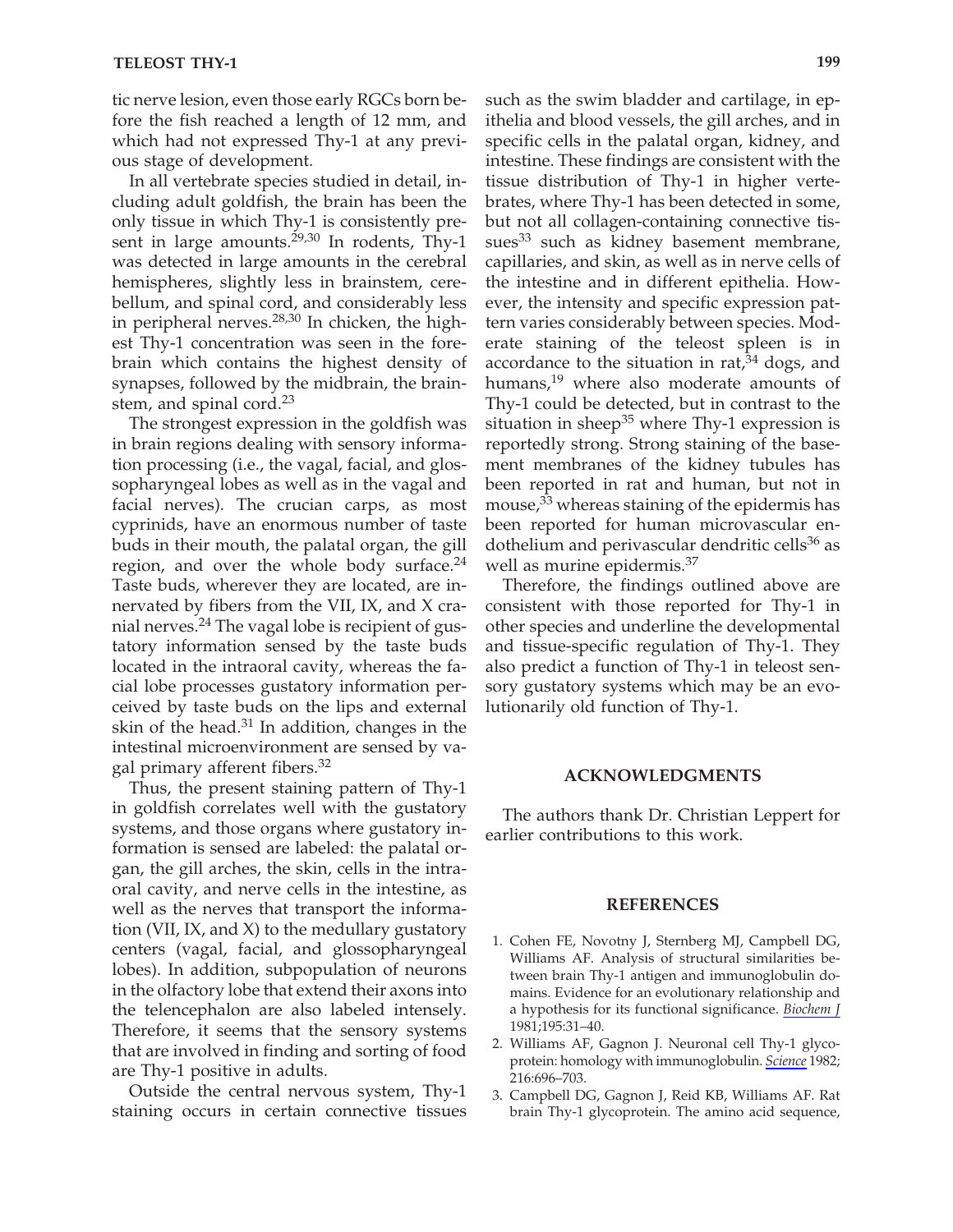tic nerve lesion, even those early RGCs born before the fish reached a length of 12 mm, and which had not expressed Thy-1 at any previous stage of development.

In all vertebrate species studied in detail, including adult goldfish, the brain has been the only tissue in which Thy-1 is consistently present in large amounts.[29,30] In rodents, Thy-1 was detected in large amounts in the cerebral hemispheres, slightly less in brainstem, cerebellum, and spinal cord, and considerably less in peripheral nerves.[28,30] In chicken, the highest Thy-1 concentration was seen in the forebrain which contains the highest density of synapses, followed by the midbrain, the brainstem, and spinal cord.[23]

The strongest expression in the goldfish was in brain regions dealing with sensory information processing (i.e., the vagal, facial, and glossopharyngeal lobes as well as in the vagal and facial nerves). The crucian carps, as most cyprinids, have an enormous number of taste buds in their mouth, the palatal organ, the gill region, and over the whole body surface.[24] Taste buds, wherever they are located, are innervated by fibers from the VII, IX, and X cranial nerves.[24] The vagal lobe is recipient of gustatory information sensed by the taste buds located in the intraoral cavity, whereas the facial lobe processes gustatory information perceived by taste buds on the lips and external skin of the head.[31] In addition, changes in the intestinal microenvironment are sensed by vagal primary afferent fibers.[32]

Thus, the present staining pattern of Thy-1 in goldfish correlates well with the gustatory systems, and those organs where gustatory information is sensed are labeled: the palatal organ, the gill arches, the skin, cells in the intraoral cavity, and nerve cells in the intestine, as well as the nerves that transport the information (VII, IX, and X) to the medullary gustatory centers (vagal, facial, and glossopharyngeal lobes). In addition, subpopulation of neurons in the olfactory lobe that extend their axons into the telencephalon are also labeled intensely. Therefore, it seems that the sensory systems that are involved in finding and sorting of food are Thy-1 positive in adults.

Outside the central nervous system, Thy-1 staining occurs in certain connective tissues such as the swim bladder and cartilage, in epithelia and blood vessels, the gill arches, and in specific cells in the palatal organ, kidney, and intestine. These findings are consistent with the tissue distribution of Thy-1 in higher vertebrates, where Thy-1 has been detected in some, but not all collagen-containing connective tissues[33] such as kidney basement membrane, capillaries, and skin, as well as in nerve cells of the intestine and in different epithelia. However, the intensity and specific expression pattern varies considerably between species. Moderate staining of the teleost spleen is in accordance to the situation in rat,[34] dogs, and humans,[19] where also moderate amounts of Thy-1 could be detected, but in contrast to the situation in sheep[35] where Thy-1 expression is reportedly strong. Strong staining of the basement membranes of the kidney tubules has been reported in rat and human, but not in mouse,[33] whereas staining of the epidermis has been reported for human microvascular endothelium and perivascular dendritic cells[36] as well as murine epidermis.[37]

Therefore, the findings outlined above are consistent with those reported for Thy-1 in other species and underline the developmental and tissue-specific regulation of Thy-1. They also predict a function of Thy-1 in teleost sensory gustatory systems which may be an evolutionarily old function of Thy-1.

## ACKNOWLEDGMENTS

The authors thank Dr. Christian Leppert for earlier contributions to this work.

## REFERENCES

1. Cohen FE, Novotny J, Sternberg MJ, Campbell DG, Williams AF. Analysis of structural similarities between brain Thy-1 antigen and immunoglobulin domains. Evidence for an evolutionary relationship and a hypothesis for its functional significance. *Biochem J* 1981;195:31–40.
2. Williams AF, Gagnon J. Neuronal cell Thy-1 glycoprotein: homology with immunoglobulin. *Science* 1982; 216:696–703.
3. Campbell DG, Gagnon J, Reid KB, Williams AF. Rat brain Thy-1 glycoprotein. The amino acid sequence,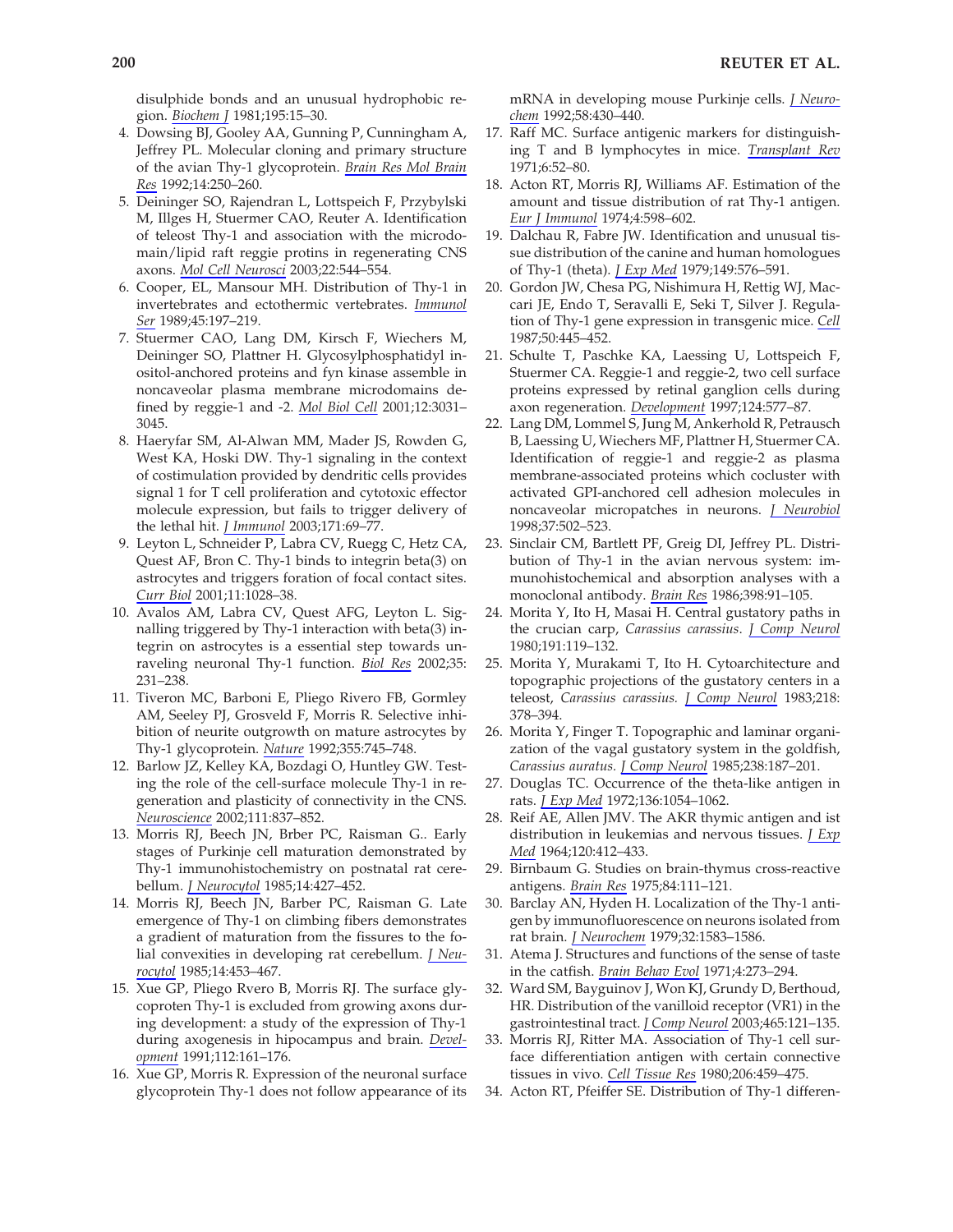disulphide bonds and an unusual hydrophobic region. *Biochem J* 1981;195:15–30.

4. Dowsing BJ, Gooley AA, Gunning P, Cunningham A, Jeffrey PL. Molecular cloning and primary structure of the avian Thy-1 glycoprotein. *Brain Res Mol Brain Res* 1992;14:250–260.
5. Deininger SO, Rajendran L, Lottspeich F, Przybylski M, Illges H, Stuermer CAO, Reuter A. Identification of teleost Thy-1 and association with the microdomain/lipid raft reggie protins in regenerating CNS axons. *Mol Cell Neurosci* 2003;22:544–554.
6. Cooper, EL, Mansour MH. Distribution of Thy-1 in invertebrates and ectothermic vertebrates. *Immunol Ser* 1989;45:197–219.
7. Stuermer CAO, Lang DM, Kirsch F, Wiechers M, Deininger SO, Plattner H. Glycosylphosphatidyl inositol-anchored proteins and fyn kinase assemble in noncaveolar plasma membrane microdomains defined by reggie-1 and -2. *Mol Biol Cell* 2001;12:3031–3045.
8. Haeryfar SM, Al-Alwan MM, Mader JS, Rowden G, West KA, Hoski DW. Thy-1 signaling in the context of costimulation provided by dendritic cells provides signal 1 for T cell proliferation and cytotoxic effector molecule expression, but fails to trigger delivery of the lethal hit. *J Immunol* 2003;171:69–77.
9. Leyton L, Schneider P, Labra CV, Ruegg C, Hetz CA, Quest AF, Bron C. Thy-1 binds to integrin beta(3) on astrocytes and triggers foration of focal contact sites. *Curr Biol* 2001;11:1028–38.
10. Avalos AM, Labra CV, Quest AFG, Leyton L. Signalling triggered by Thy-1 interaction with beta(3) integrin on astrocytes is a essential step towards unraveling neuronal Thy-1 function. *Biol Res* 2002;35: 231–238.
11. Tiveron MC, Barboni E, Pliego Rivero FB, Gormley AM, Seeley PJ, Grosveld F, Morris R. Selective inhibition of neurite outgrowth on mature astrocytes by Thy-1 glycoprotein. *Nature* 1992;355:745–748.
12. Barlow JZ, Kelley KA, Bozdagi O, Huntley GW. Testing the role of the cell-surface molecule Thy-1 in regeneration and plasticity of connectivity in the CNS. *Neuroscience* 2002;111:837–852.
13. Morris RJ, Beech JN, Brber PC, Raisman G.. Early stages of Purkinje cell maturation demonstrated by Thy-1 immunohistochemistry on postnatal rat cerebellum. *J Neurocytol* 1985;14:427–452.
14. Morris RJ, Beech JN, Barber PC, Raisman G. Late emergence of Thy-1 on climbing fibers demonstrates a gradient of maturation from the fissures to the folial convexities in developing rat cerebellum. *J Neurocytol* 1985;14:453–467.
15. Xue GP, Pliego Rvero B, Morris RJ. The surface glycoproten Thy-1 is excluded from growing axons during development: a study of the expression of Thy-1 during axogenesis in hipocampus and brain. *Development* 1991;112:161–176.
16. Xue GP, Morris R. Expression of the neuronal surface glycoprotein Thy-1 does not follow appearance of its mRNA in developing mouse Purkinje cells. *J Neurochem* 1992;58:430–440.
17. Raff MC. Surface antigenic markers for distinguishing T and B lymphocytes in mice. *Transplant Rev* 1971;6:52–80.
18. Acton RT, Morris RJ, Williams AF. Estimation of the amount and tissue distribution of rat Thy-1 antigen. *Eur J Immunol* 1974;4:598–602.
19. Dalchau R, Fabre JW. Identification and unusual tissue distribution of the canine and human homologues of Thy-1 (theta). *J Exp Med* 1979;149:576–591.
20. Gordon JW, Chesa PG, Nishimura H, Rettig WJ, Maccari JE, Endo T, Seravalli E, Seki T, Silver J. Regulation of Thy-1 gene expression in transgenic mice. *Cell* 1987;50:445–452.
21. Schulte T, Paschke KA, Laessing U, Lottspeich F, Stuermer CA. Reggie-1 and reggie-2, two cell surface proteins expressed by retinal ganglion cells during axon regeneration. *Development* 1997;124:577–87.
22. Lang DM, Lommel S, Jung M, Ankerhold R, Petrausch B, Laessing U, Wiechers MF, Plattner H, Stuermer CA. Identification of reggie-1 and reggie-2 as plasma membrane-associated proteins which cocluster with activated GPI-anchored cell adhesion molecules in noncaveolar micropatches in neurons. *J Neurobiol* 1998;37:502–523.
23. Sinclair CM, Bartlett PF, Greig DI, Jeffrey PL. Distribution of Thy-1 in the avian nervous system: immunohistochemical and absorption analyses with a monoclonal antibody. *Brain Res* 1986;398:91–105.
24. Morita Y, Ito H, Masai H. Central gustatory paths in the crucian carp, *Carassius carassius*. *J Comp Neurol* 1980;191:119–132.
25. Morita Y, Murakami T, Ito H. Cytoarchitecture and topographic projections of the gustatory centers in a teleost, *Carassius carassius.* *J Comp Neurol* 1983;218: 378–394.
26. Morita Y, Finger T. Topographic and laminar organization of the vagal gustatory system in the goldfish, *Carassius auratus.* *J Comp Neurol* 1985;238:187–201.
27. Douglas TC. Occurrence of the theta-like antigen in rats. *J Exp Med* 1972;136:1054–1062.
28. Reif AE, Allen JMV. The AKR thymic antigen and ist distribution in leukemias and nervous tissues. *J Exp Med* 1964;120:412–433.
29. Birnbaum G. Studies on brain-thymus cross-reactive antigens. *Brain Res* 1975;84:111–121.
30. Barclay AN, Hyden H. Localization of the Thy-1 antigen by immunofluorescence on neurons isolated from rat brain. *J Neurochem* 1979;32:1583–1586.
31. Atema J. Structures and functions of the sense of taste in the catfish. *Brain Behav Evol* 1971;4:273–294.
32. Ward SM, Bayguinov J, Won KJ, Grundy D, Berthoud, HR. Distribution of the vanilloid receptor (VR1) in the gastrointestinal tract. *J Comp Neurol* 2003;465:121–135.
33. Morris RJ, Ritter MA. Association of Thy-1 cell surface differentiation antigen with certain connective tissues in vivo. *Cell Tissue Res* 1980;206:459–475.
34. Acton RT, Pfeiffer SE. Distribution of Thy-1 differen-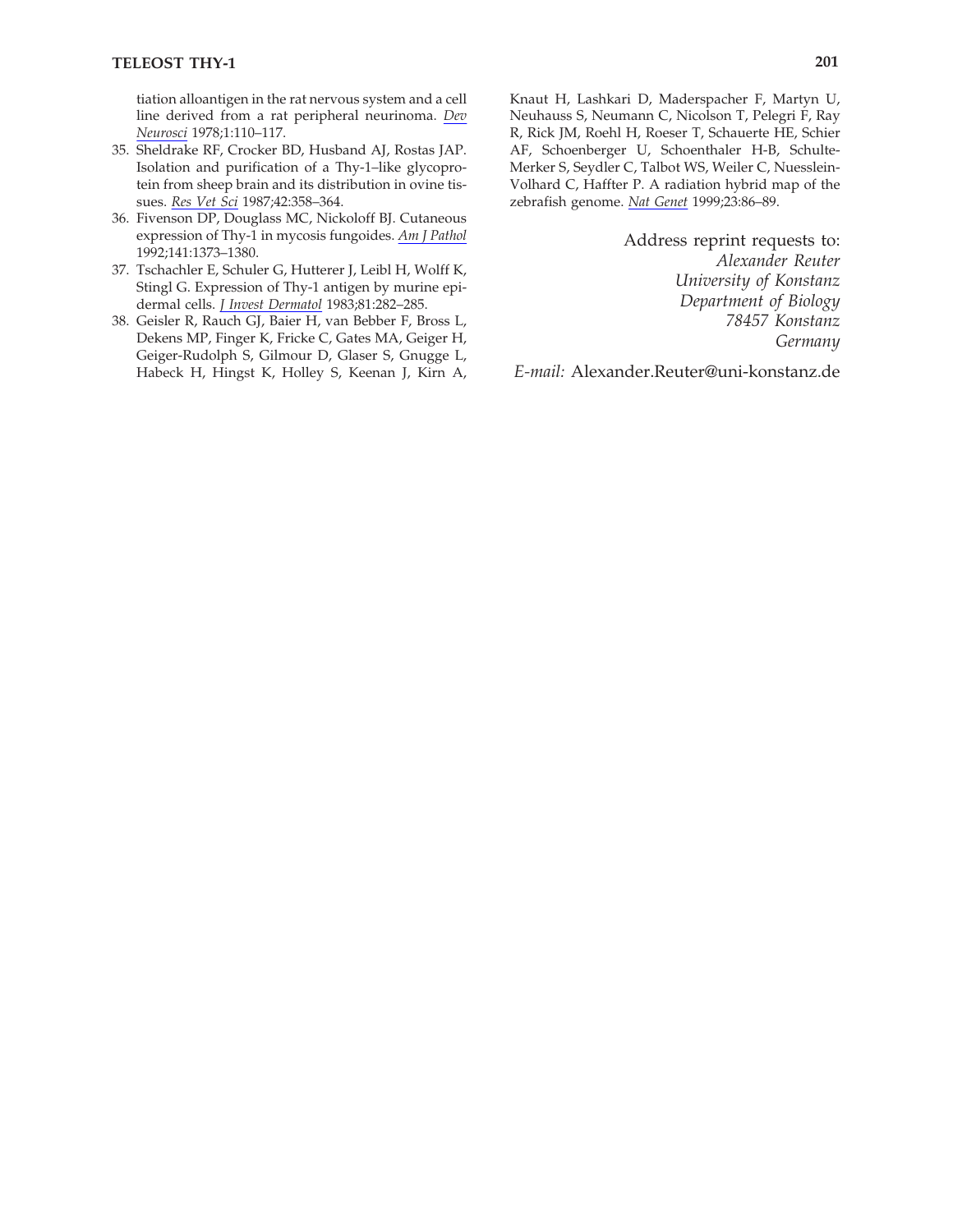tiation alloantigen in the rat nervous system and a cell line derived from a rat peripheral neurinoma. *Dev Neurosci* 1978;1:110–117.

35. Sheldrake RF, Crocker BD, Husband AJ, Rostas JAP. Isolation and purification of a Thy-1–like glycoprotein from sheep brain and its distribution in ovine tissues. *Res Vet Sci* 1987;42:358–364.
36. Fivenson DP, Douglass MC, Nickoloff BJ. Cutaneous expression of Thy-1 in mycosis fungoides. *Am J Pathol* 1992;141:1373–1380.
37. Tschachler E, Schuler G, Hutterer J, Leibl H, Wolff K, Stingl G. Expression of Thy-1 antigen by murine epidermal cells. *J Invest Dermatol* 1983;81:282–285.
38. Geisler R, Rauch GJ, Baier H, van Bebber F, Bross L, Dekens MP, Finger K, Fricke C, Gates MA, Geiger H, Geiger-Rudolph S, Gilmour D, Glaser S, Gnugge L, Habeck H, Hingst K, Holley S, Keenan J, Kirn A, Knaut H, Lashkari D, Maderspacher F, Martyn U, Neuhauss S, Neumann C, Nicolson T, Pelegri F, Ray R, Rick JM, Roehl H, Roeser T, Schauerte HE, Schier AF, Schoenberger U, Schoenthaler H-B, Schulte-Merker S, Seydler C, Talbot WS, Weiler C, Nuesslein-Volhard C, Haffter P. A radiation hybrid map of the zebrafish genome. *Nat Genet* 1999;23:86–89.

Address reprint requests to:
*Alexander Reuter*
*University of Konstanz*
*Department of Biology*
*78457 Konstanz*
*Germany*

*E-mail:* Alexander.Reuter@uni-konstanz.de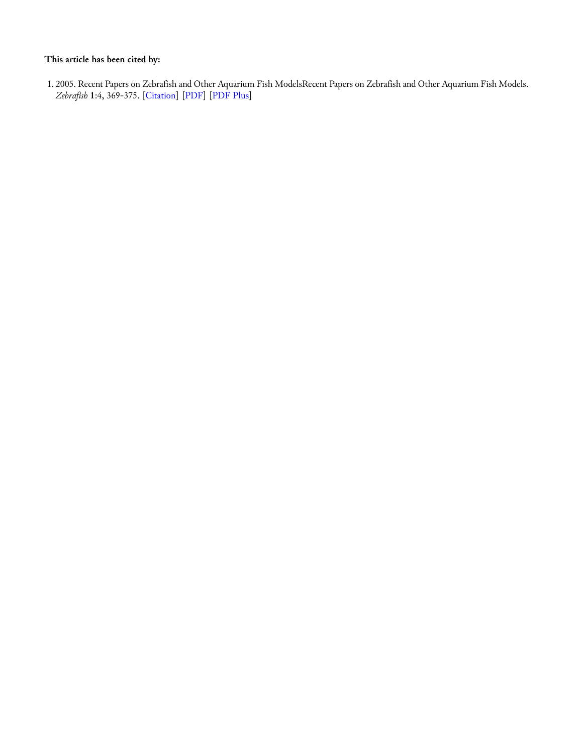**This article has been cited by:**

1. 2005. Recent Papers on Zebrafish and Other Aquarium Fish ModelsRecent Papers on Zebrafish and Other Aquarium Fish Models. *Zebrafish* **1**:4, 369-375. [Citation] [PDF] [PDF Plus]